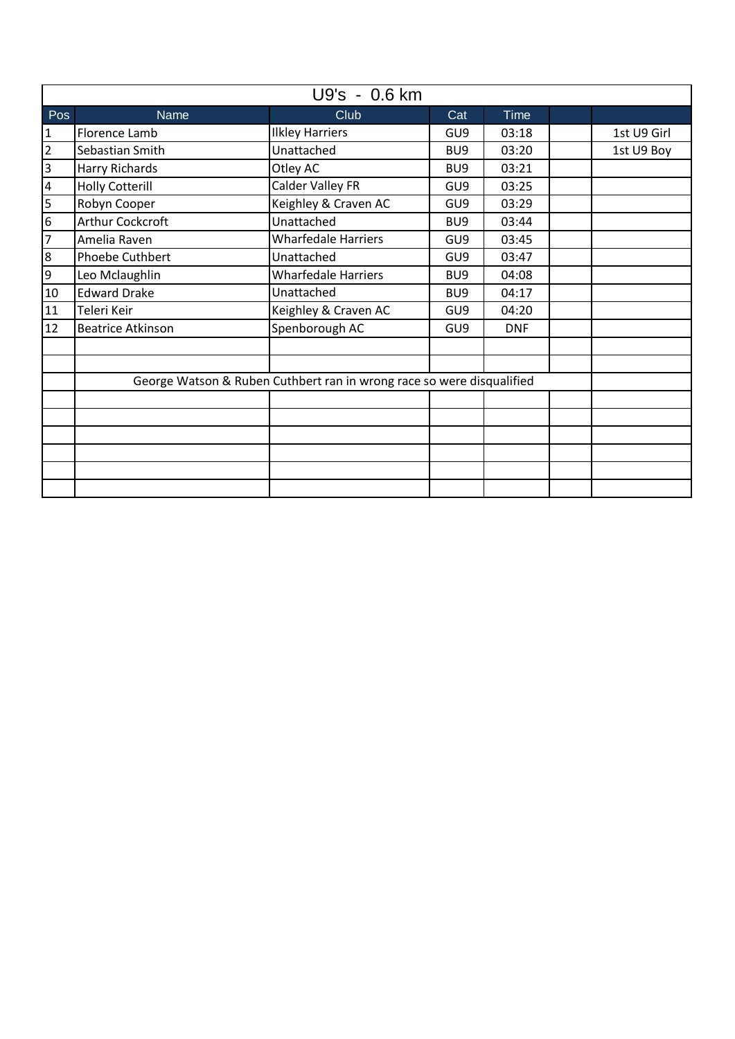## U9's - 0.6 km

| Pos | Name | Club | Cat | Time | | |
|---|---|---|---|---|---|---|
| 1 | Florence Lamb | Ilkley Harriers | GU9 | 03:18 | | 1st U9 Girl |
| 2 | Sebastian Smith | Unattached | BU9 | 03:20 | | 1st U9 Boy |
| 3 | Harry Richards | Otley AC | BU9 | 03:21 | | |
| 4 | Holly Cotterill | Calder Valley FR | GU9 | 03:25 | | |
| 5 | Robyn Cooper | Keighley & Craven AC | GU9 | 03:29 | | |
| 6 | Arthur Cockcroft | Unattached | BU9 | 03:44 | | |
| 7 | Amelia Raven | Wharfedale Harriers | GU9 | 03:45 | | |
| 8 | Phoebe Cuthbert | Unattached | GU9 | 03:47 | | |
| 9 | Leo Mclaughlin | Wharfedale Harriers | BU9 | 04:08 | | |
| 10 | Edward Drake | Unattached | BU9 | 04:17 | | |
| 11 | Teleri Keir | Keighley & Craven AC | GU9 | 04:20 | | |
| 12 | Beatrice Atkinson | Spenborough AC | GU9 | DNF | | |
| | | | | | | |
| | | | | | | |
| | George Watson & Ruben Cuthbert ran in wrong race so were disqualified | | | | | |
| | | | | | | |
| | | | | | | |
| | | | | | | |
| | | | | | | |
| | | | | | | |
| | | | | | | |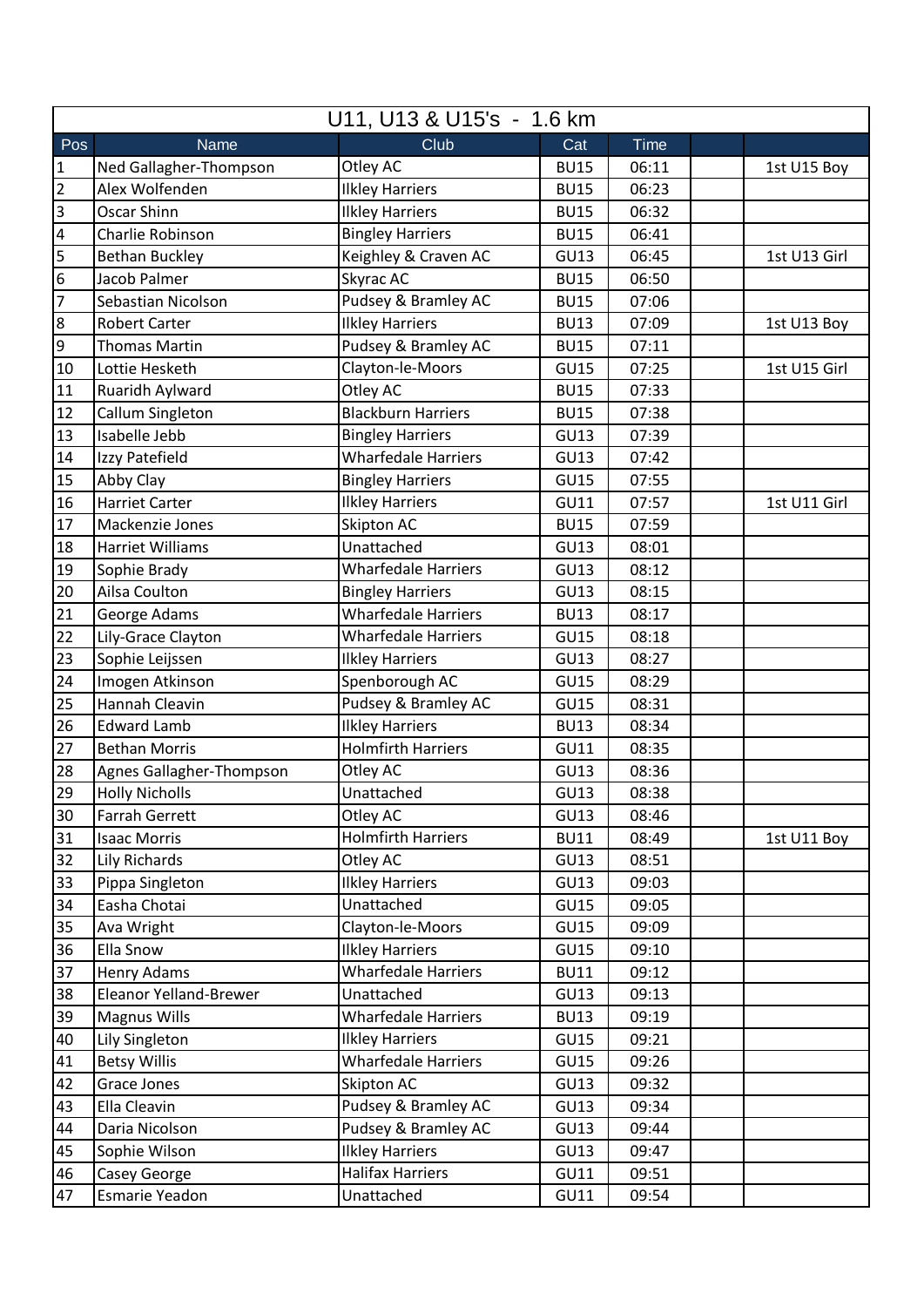| U11, U13 & U15's - 1.6 km | | | | | | |
|---|---|---|---|---|---|---|
| Pos | Name | Club | Cat | Time | | |
| 1 | Ned Gallagher-Thompson | Otley AC | BU15 | 06:11 | | 1st U15 Boy |
| 2 | Alex Wolfenden | Ilkley Harriers | BU15 | 06:23 | | |
| 3 | Oscar Shinn | Ilkley Harriers | BU15 | 06:32 | | |
| 4 | Charlie Robinson | Bingley Harriers | BU15 | 06:41 | | |
| 5 | Bethan Buckley | Keighley & Craven AC | GU13 | 06:45 | | 1st U13 Girl |
| 6 | Jacob Palmer | Skyrac AC | BU15 | 06:50 | | |
| 7 | Sebastian Nicolson | Pudsey & Bramley AC | BU15 | 07:06 | | |
| 8 | Robert Carter | Ilkley Harriers | BU13 | 07:09 | | 1st U13 Boy |
| 9 | Thomas Martin | Pudsey & Bramley AC | BU15 | 07:11 | | |
| 10 | Lottie Hesketh | Clayton-le-Moors | GU15 | 07:25 | | 1st U15 Girl |
| 11 | Ruaridh Aylward | Otley AC | BU15 | 07:33 | | |
| 12 | Callum Singleton | Blackburn Harriers | BU15 | 07:38 | | |
| 13 | Isabelle Jebb | Bingley Harriers | GU13 | 07:39 | | |
| 14 | Izzy Patefield | Wharfedale Harriers | GU13 | 07:42 | | |
| 15 | Abby Clay | Bingley Harriers | GU15 | 07:55 | | |
| 16 | Harriet Carter | Ilkley Harriers | GU11 | 07:57 | | 1st U11 Girl |
| 17 | Mackenzie Jones | Skipton AC | BU15 | 07:59 | | |
| 18 | Harriet Williams | Unattached | GU13 | 08:01 | | |
| 19 | Sophie Brady | Wharfedale Harriers | GU13 | 08:12 | | |
| 20 | Ailsa Coulton | Bingley Harriers | GU13 | 08:15 | | |
| 21 | George Adams | Wharfedale Harriers | BU13 | 08:17 | | |
| 22 | Lily-Grace Clayton | Wharfedale Harriers | GU15 | 08:18 | | |
| 23 | Sophie Leijssen | Ilkley Harriers | GU13 | 08:27 | | |
| 24 | Imogen Atkinson | Spenborough AC | GU15 | 08:29 | | |
| 25 | Hannah Cleavin | Pudsey & Bramley AC | GU15 | 08:31 | | |
| 26 | Edward Lamb | Ilkley Harriers | BU13 | 08:34 | | |
| 27 | Bethan Morris | Holmfirth Harriers | GU11 | 08:35 | | |
| 28 | Agnes Gallagher-Thompson | Otley AC | GU13 | 08:36 | | |
| 29 | Holly Nicholls | Unattached | GU13 | 08:38 | | |
| 30 | Farrah Gerrett | Otley AC | GU13 | 08:46 | | |
| 31 | Isaac Morris | Holmfirth Harriers | BU11 | 08:49 | | 1st U11 Boy |
| 32 | Lily Richards | Otley AC | GU13 | 08:51 | | |
| 33 | Pippa Singleton | Ilkley Harriers | GU13 | 09:03 | | |
| 34 | Easha Chotai | Unattached | GU15 | 09:05 | | |
| 35 | Ava Wright | Clayton-le-Moors | GU15 | 09:09 | | |
| 36 | Ella Snow | Ilkley Harriers | GU15 | 09:10 | | |
| 37 | Henry Adams | Wharfedale Harriers | BU11 | 09:12 | | |
| 38 | Eleanor Yelland-Brewer | Unattached | GU13 | 09:13 | | |
| 39 | Magnus Wills | Wharfedale Harriers | BU13 | 09:19 | | |
| 40 | Lily Singleton | Ilkley Harriers | GU15 | 09:21 | | |
| 41 | Betsy Willis | Wharfedale Harriers | GU15 | 09:26 | | |
| 42 | Grace Jones | Skipton AC | GU13 | 09:32 | | |
| 43 | Ella Cleavin | Pudsey & Bramley AC | GU13 | 09:34 | | |
| 44 | Daria Nicolson | Pudsey & Bramley AC | GU13 | 09:44 | | |
| 45 | Sophie Wilson | Ilkley Harriers | GU13 | 09:47 | | |
| 46 | Casey George | Halifax Harriers | GU11 | 09:51 | | |
| 47 | Esmarie Yeadon | Unattached | GU11 | 09:54 | | |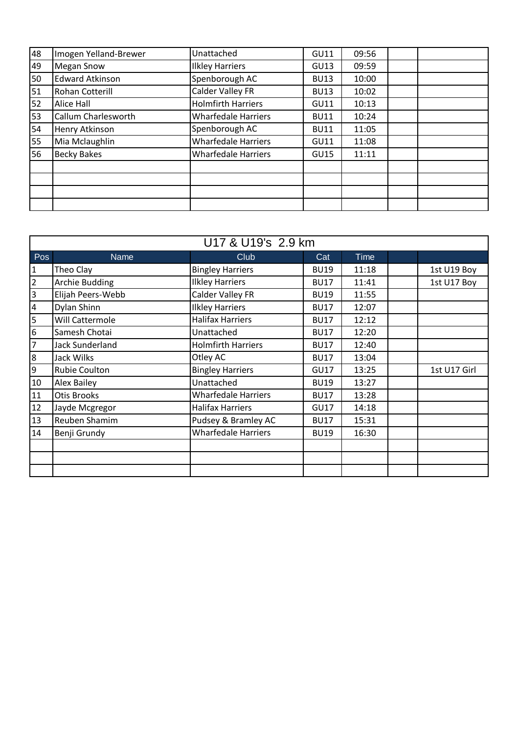| | | | | | | |
|---|---|---|---|---|---|---|
| 48 | Imogen Yelland-Brewer | Unattached | GU11 | 09:56 | | |
| 49 | Megan Snow | Ilkley Harriers | GU13 | 09:59 | | |
| 50 | Edward Atkinson | Spenborough AC | BU13 | 10:00 | | |
| 51 | Rohan Cotterill | Calder Valley FR | BU13 | 10:02 | | |
| 52 | Alice Hall | Holmfirth Harriers | GU11 | 10:13 | | |
| 53 | Callum Charlesworth | Wharfedale Harriers | BU11 | 10:24 | | |
| 54 | Henry Atkinson | Spenborough AC | BU11 | 11:05 | | |
| 55 | Mia Mclaughlin | Wharfedale Harriers | GU11 | 11:08 | | |
| 56 | Becky Bakes | Wharfedale Harriers | GU15 | 11:11 | | |
| | | | | | | |
| | | | | | | |
| | | | | | | |
| | | | | | | |

## U17 & U19's 2.9 km

| Pos | Name | Club | Cat | Time | | |
|---|---|---|---|---|---|---|
| 1 | Theo Clay | Bingley Harriers | BU19 | 11:18 | | 1st U19 Boy |
| 2 | Archie Budding | Ilkley Harriers | BU17 | 11:41 | | 1st U17 Boy |
| 3 | Elijah Peers-Webb | Calder Valley FR | BU19 | 11:55 | | |
| 4 | Dylan Shinn | Ilkley Harriers | BU17 | 12:07 | | |
| 5 | Will Cattermole | Halifax Harriers | BU17 | 12:12 | | |
| 6 | Samesh Chotai | Unattached | BU17 | 12:20 | | |
| 7 | Jack Sunderland | Holmfirth Harriers | BU17 | 12:40 | | |
| 8 | Jack Wilks | Otley AC | BU17 | 13:04 | | |
| 9 | Rubie Coulton | Bingley Harriers | GU17 | 13:25 | | 1st U17 Girl |
| 10 | Alex Bailey | Unattached | BU19 | 13:27 | | |
| 11 | Otis Brooks | Wharfedale Harriers | BU17 | 13:28 | | |
| 12 | Jayde Mcgregor | Halifax Harriers | GU17 | 14:18 | | |
| 13 | Reuben Shamim | Pudsey & Bramley AC | BU17 | 15:31 | | |
| 14 | Benji Grundy | Wharfedale Harriers | BU19 | 16:30 | | |
| | | | | | | |
| | | | | | | |
| | | | | | | |